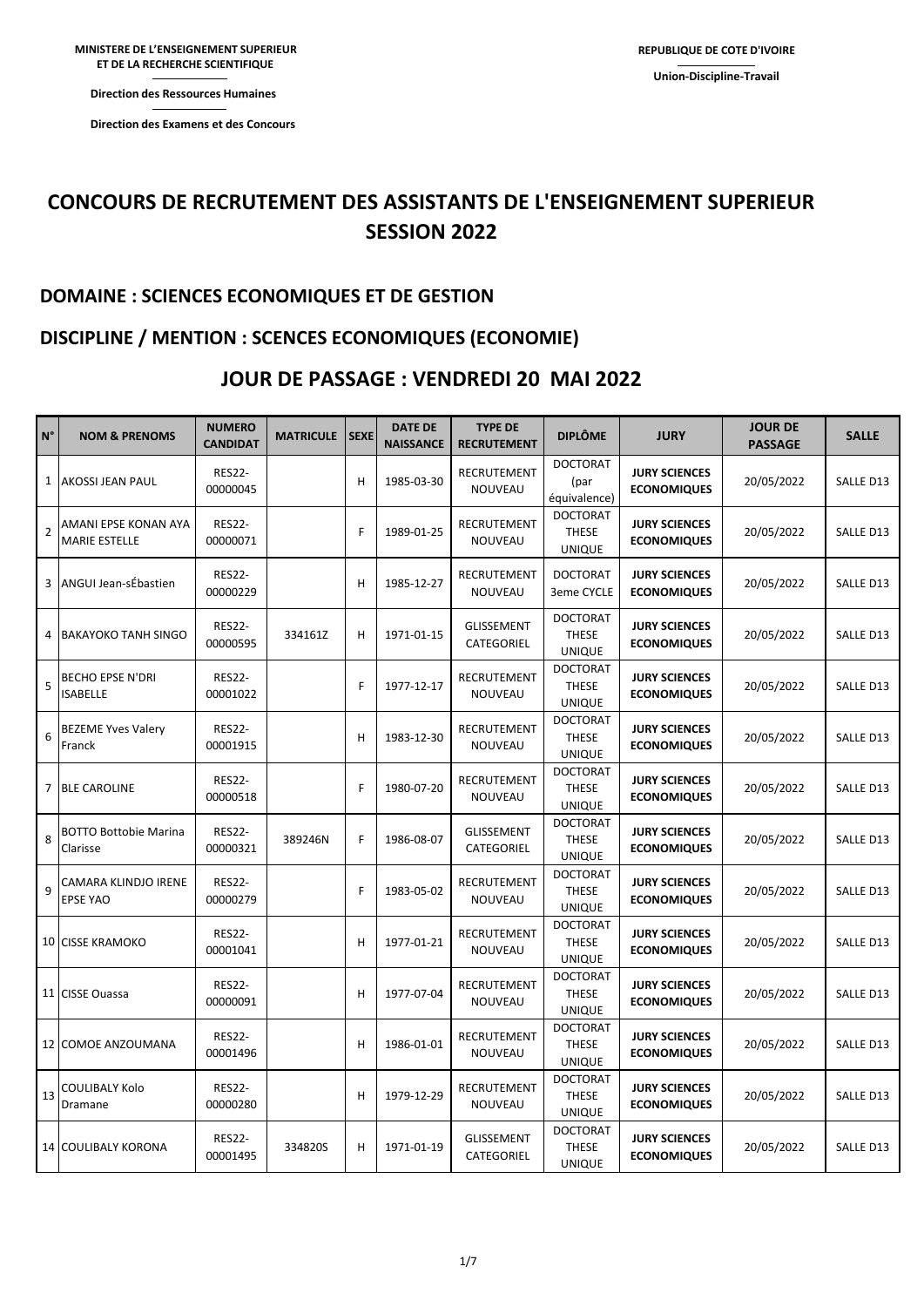MINISTERE DE L'ENSEIGNEMENT SUPERIEUR
ET DE LA RECHERCHE SCIENTIFIQUE

Direction des Ressources Humaines

Direction des Examens et des Concours

REPUBLIQUE DE COTE D'IVOIRE

Union-Discipline-Travail

# CONCOURS DE RECRUTEMENT DES ASSISTANTS DE L'ENSEIGNEMENT SUPERIEUR SESSION 2022

## DOMAINE : SCIENCES ECONOMIQUES ET DE GESTION

## DISCIPLINE / MENTION : SCENCES ECONOMIQUES (ECONOMIE)

## JOUR DE PASSAGE : VENDREDI 20 MAI 2022

| N° | NOM & PRENOMS | NUMERO CANDIDAT | MATRICULE | SEXE | DATE DE NAISSANCE | TYPE DE RECRUTEMENT | DIPLÔME | JURY | JOUR DE PASSAGE | SALLE |
|---|---|---|---|---|---|---|---|---|---|---|
| 1 | AKOSSI JEAN PAUL | RES22-00000045 | | H | 1985-03-30 | RECRUTEMENT NOUVEAU | DOCTORAT (par équivalence) | **JURY SCIENCES ECONOMIQUES** | 20/05/2022 | SALLE D13 |
| 2 | AMANI EPSE KONAN AYA MARIE ESTELLE | RES22-00000071 | | F | 1989-01-25 | RECRUTEMENT NOUVEAU | DOCTORAT THESE UNIQUE | **JURY SCIENCES ECONOMIQUES** | 20/05/2022 | SALLE D13 |
| 3 | ANGUI Jean-sÉbastien | RES22-00000229 | | H | 1985-12-27 | RECRUTEMENT NOUVEAU | DOCTORAT 3eme CYCLE | **JURY SCIENCES ECONOMIQUES** | 20/05/2022 | SALLE D13 |
| 4 | BAKAYOKO TANH SINGO | RES22-00000595 | 334161Z | H | 1971-01-15 | GLISSEMENT CATEGORIEL | DOCTORAT THESE UNIQUE | **JURY SCIENCES ECONOMIQUES** | 20/05/2022 | SALLE D13 |
| 5 | BECHO EPSE N'DRI ISABELLE | RES22-00001022 | | F | 1977-12-17 | RECRUTEMENT NOUVEAU | DOCTORAT THESE UNIQUE | **JURY SCIENCES ECONOMIQUES** | 20/05/2022 | SALLE D13 |
| 6 | BEZEME Yves Valery Franck | RES22-00001915 | | H | 1983-12-30 | RECRUTEMENT NOUVEAU | DOCTORAT THESE UNIQUE | **JURY SCIENCES ECONOMIQUES** | 20/05/2022 | SALLE D13 |
| 7 | BLE CAROLINE | RES22-00000518 | | F | 1980-07-20 | RECRUTEMENT NOUVEAU | DOCTORAT THESE UNIQUE | **JURY SCIENCES ECONOMIQUES** | 20/05/2022 | SALLE D13 |
| 8 | BOTTO Bottobie Marina Clarisse | RES22-00000321 | 389246N | F | 1986-08-07 | GLISSEMENT CATEGORIEL | DOCTORAT THESE UNIQUE | **JURY SCIENCES ECONOMIQUES** | 20/05/2022 | SALLE D13 |
| 9 | CAMARA KLINDJO IRENE EPSE YAO | RES22-00000279 | | F | 1983-05-02 | RECRUTEMENT NOUVEAU | DOCTORAT THESE UNIQUE | **JURY SCIENCES ECONOMIQUES** | 20/05/2022 | SALLE D13 |
| 10 | CISSE KRAMOKO | RES22-00001041 | | H | 1977-01-21 | RECRUTEMENT NOUVEAU | DOCTORAT THESE UNIQUE | **JURY SCIENCES ECONOMIQUES** | 20/05/2022 | SALLE D13 |
| 11 | CISSE Ouassa | RES22-00000091 | | H | 1977-07-04 | RECRUTEMENT NOUVEAU | DOCTORAT THESE UNIQUE | **JURY SCIENCES ECONOMIQUES** | 20/05/2022 | SALLE D13 |
| 12 | COMOE ANZOUMANA | RES22-00001496 | | H | 1986-01-01 | RECRUTEMENT NOUVEAU | DOCTORAT THESE UNIQUE | **JURY SCIENCES ECONOMIQUES** | 20/05/2022 | SALLE D13 |
| 13 | COULIBALY Kolo Dramane | RES22-00000280 | | H | 1979-12-29 | RECRUTEMENT NOUVEAU | DOCTORAT THESE UNIQUE | **JURY SCIENCES ECONOMIQUES** | 20/05/2022 | SALLE D13 |
| 14 | COULIBALY KORONA | RES22-00001495 | 334820S | H | 1971-01-19 | GLISSEMENT CATEGORIEL | DOCTORAT THESE UNIQUE | **JURY SCIENCES ECONOMIQUES** | 20/05/2022 | SALLE D13 |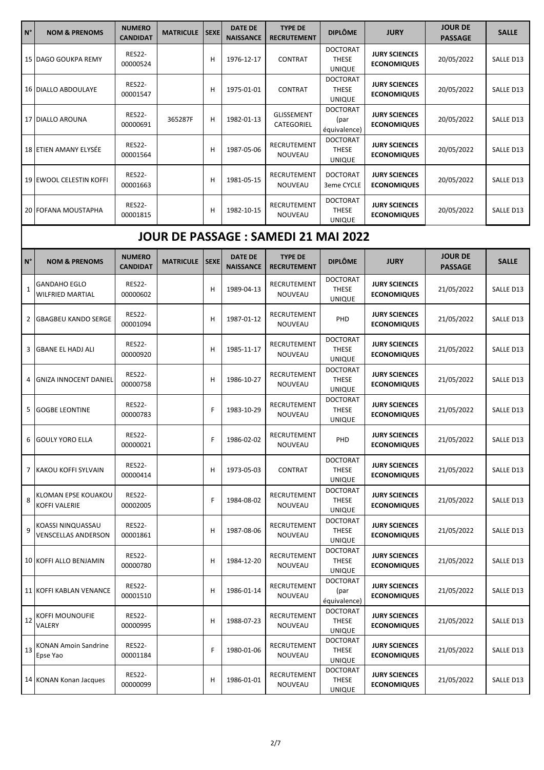| N° | NOM & PRENOMS | NUMERO CANDIDAT | MATRICULE | SEXE | DATE DE NAISSANCE | TYPE DE RECRUTEMENT | DIPLÔME | JURY | JOUR DE PASSAGE | SALLE |
|---|---|---|---|---|---|---|---|---|---|---|
| 15 | DAGO GOUKPA REMY | RES22-00000524 | | H | 1976-12-17 | CONTRAT | DOCTORAT THESE UNIQUE | **JURY SCIENCES ECONOMIQUES** | 20/05/2022 | SALLE D13 |
| 16 | DIALLO ABDOULAYE | RES22-00001547 | | H | 1975-01-01 | CONTRAT | DOCTORAT THESE UNIQUE | **JURY SCIENCES ECONOMIQUES** | 20/05/2022 | SALLE D13 |
| 17 | DIALLO AROUNA | RES22-00000691 | 365287F | H | 1982-01-13 | GLISSEMENT CATEGORIEL | DOCTORAT (par équivalence) | **JURY SCIENCES ECONOMIQUES** | 20/05/2022 | SALLE D13 |
| 18 | ETIEN AMANY ELYSÉE | RES22-00001564 | | H | 1987-05-06 | RECRUTEMENT NOUVEAU | DOCTORAT THESE UNIQUE | **JURY SCIENCES ECONOMIQUES** | 20/05/2022 | SALLE D13 |
| 19 | EWOOL CELESTIN KOFFI | RES22-00001663 | | H | 1981-05-15 | RECRUTEMENT NOUVEAU | DOCTORAT 3eme CYCLE | **JURY SCIENCES ECONOMIQUES** | 20/05/2022 | SALLE D13 |
| 20 | FOFANA MOUSTAPHA | RES22-00001815 | | H | 1982-10-15 | RECRUTEMENT NOUVEAU | DOCTORAT THESE UNIQUE | **JURY SCIENCES ECONOMIQUES** | 20/05/2022 | SALLE D13 |

## JOUR DE PASSAGE : SAMEDI 21 MAI 2022

| N° | NOM & PRENOMS | NUMERO CANDIDAT | MATRICULE | SEXE | DATE DE NAISSANCE | TYPE DE RECRUTEMENT | DIPLÔME | JURY | JOUR DE PASSAGE | SALLE |
|---|---|---|---|---|---|---|---|---|---|---|
| 1 | GANDAHO EGLO WILFRIED MARTIAL | RES22-00000602 | | H | 1989-04-13 | RECRUTEMENT NOUVEAU | DOCTORAT THESE UNIQUE | **JURY SCIENCES ECONOMIQUES** | 21/05/2022 | SALLE D13 |
| 2 | GBAGBEU KANDO SERGE | RES22-00001094 | | H | 1987-01-12 | RECRUTEMENT NOUVEAU | PHD | **JURY SCIENCES ECONOMIQUES** | 21/05/2022 | SALLE D13 |
| 3 | GBANE EL HADJ ALI | RES22-00000920 | | H | 1985-11-17 | RECRUTEMENT NOUVEAU | DOCTORAT THESE UNIQUE | **JURY SCIENCES ECONOMIQUES** | 21/05/2022 | SALLE D13 |
| 4 | GNIZA INNOCENT DANIEL | RES22-00000758 | | H | 1986-10-27 | RECRUTEMENT NOUVEAU | DOCTORAT THESE UNIQUE | **JURY SCIENCES ECONOMIQUES** | 21/05/2022 | SALLE D13 |
| 5 | GOGBE LEONTINE | RES22-00000783 | | F | 1983-10-29 | RECRUTEMENT NOUVEAU | DOCTORAT THESE UNIQUE | **JURY SCIENCES ECONOMIQUES** | 21/05/2022 | SALLE D13 |
| 6 | GOULY YORO ELLA | RES22-00000021 | | F | 1986-02-02 | RECRUTEMENT NOUVEAU | PHD | **JURY SCIENCES ECONOMIQUES** | 21/05/2022 | SALLE D13 |
| 7 | KAKOU KOFFI SYLVAIN | RES22-00000414 | | H | 1973-05-03 | CONTRAT | DOCTORAT THESE UNIQUE | **JURY SCIENCES ECONOMIQUES** | 21/05/2022 | SALLE D13 |
| 8 | KLOMAN EPSE KOUAKOU KOFFI VALERIE | RES22-00002005 | | F | 1984-08-02 | RECRUTEMENT NOUVEAU | DOCTORAT THESE UNIQUE | **JURY SCIENCES ECONOMIQUES** | 21/05/2022 | SALLE D13 |
| 9 | KOASSI NINQUASSAU VENSCELLAS ANDERSON | RES22-00001861 | | H | 1987-08-06 | RECRUTEMENT NOUVEAU | DOCTORAT THESE UNIQUE | **JURY SCIENCES ECONOMIQUES** | 21/05/2022 | SALLE D13 |
| 10 | KOFFI ALLO BENJAMIN | RES22-00000780 | | H | 1984-12-20 | RECRUTEMENT NOUVEAU | DOCTORAT THESE UNIQUE | **JURY SCIENCES ECONOMIQUES** | 21/05/2022 | SALLE D13 |
| 11 | KOFFI KABLAN VENANCE | RES22-00001510 | | H | 1986-01-14 | RECRUTEMENT NOUVEAU | DOCTORAT (par équivalence) | **JURY SCIENCES ECONOMIQUES** | 21/05/2022 | SALLE D13 |
| 12 | KOFFI MOUNOUFIE VALERY | RES22-00000995 | | H | 1988-07-23 | RECRUTEMENT NOUVEAU | DOCTORAT THESE UNIQUE | **JURY SCIENCES ECONOMIQUES** | 21/05/2022 | SALLE D13 |
| 13 | KONAN Amoin Sandrine Epse Yao | RES22-00001184 | | F | 1980-01-06 | RECRUTEMENT NOUVEAU | DOCTORAT THESE UNIQUE | **JURY SCIENCES ECONOMIQUES** | 21/05/2022 | SALLE D13 |
| 14 | KONAN Konan Jacques | RES22-00000099 | | H | 1986-01-01 | RECRUTEMENT NOUVEAU | DOCTORAT THESE UNIQUE | **JURY SCIENCES ECONOMIQUES** | 21/05/2022 | SALLE D13 |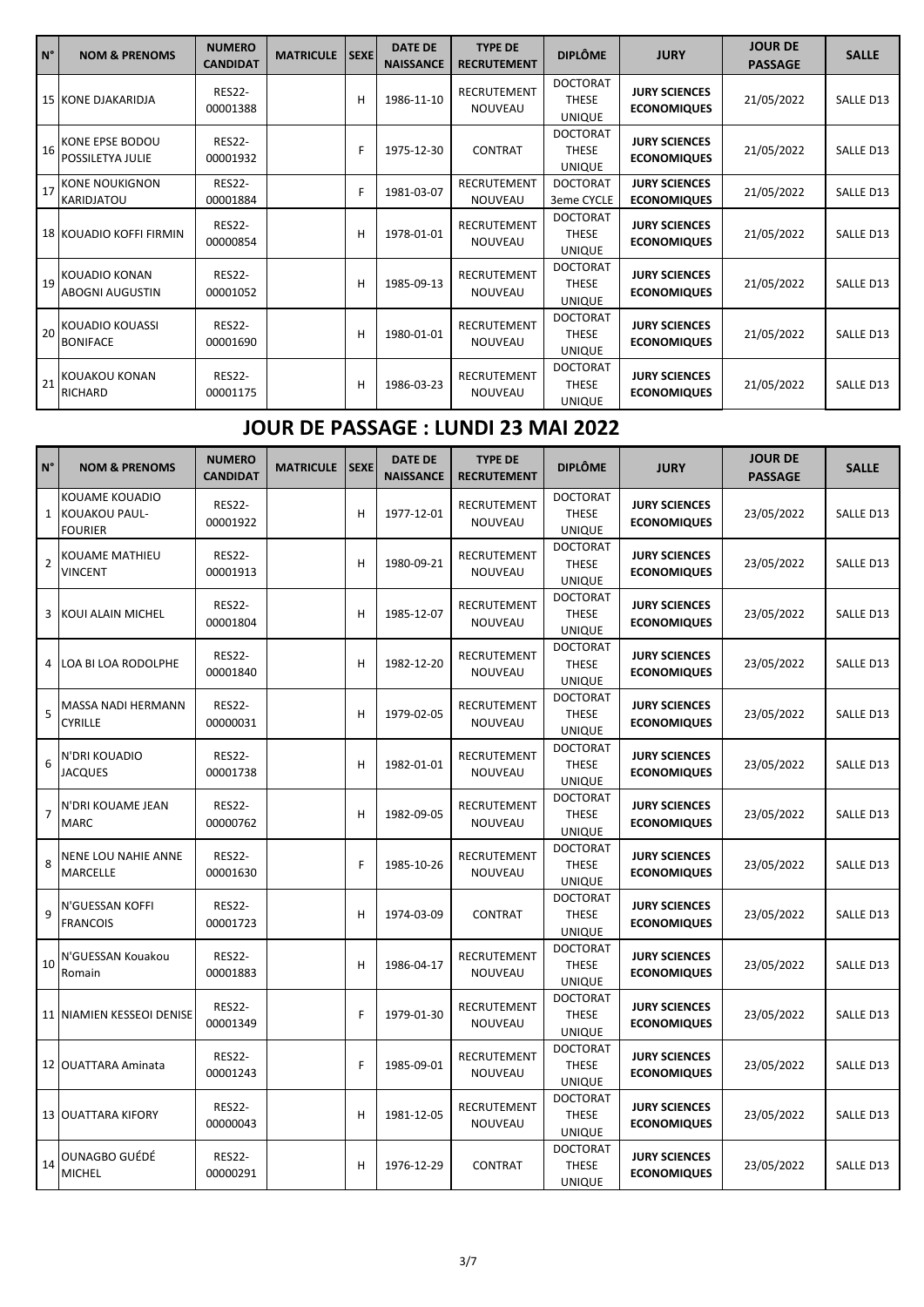| N° | NOM & PRENOMS | NUMERO CANDIDAT | MATRICULE | SEXE | DATE DE NAISSANCE | TYPE DE RECRUTEMENT | DIPLÔME | JURY | JOUR DE PASSAGE | SALLE |
|---|---|---|---|---|---|---|---|---|---|---|
| 15 | KONE DJAKARIDJA | RES22-00001388 | | H | 1986-11-10 | RECRUTEMENT NOUVEAU | DOCTORAT THESE UNIQUE | **JURY SCIENCES ECONOMIQUES** | 21/05/2022 | SALLE D13 |
| 16 | KONE EPSE BODOU POSSILETYA JULIE | RES22-00001932 | | F | 1975-12-30 | CONTRAT | DOCTORAT THESE UNIQUE | **JURY SCIENCES ECONOMIQUES** | 21/05/2022 | SALLE D13 |
| 17 | KONE NOUKIGNON KARIDJATOU | RES22-00001884 | | F | 1981-03-07 | RECRUTEMENT NOUVEAU | DOCTORAT 3eme CYCLE | **JURY SCIENCES ECONOMIQUES** | 21/05/2022 | SALLE D13 |
| 18 | KOUADIO KOFFI FIRMIN | RES22-00000854 | | H | 1978-01-01 | RECRUTEMENT NOUVEAU | DOCTORAT THESE UNIQUE | **JURY SCIENCES ECONOMIQUES** | 21/05/2022 | SALLE D13 |
| 19 | KOUADIO KONAN ABOGNI AUGUSTIN | RES22-00001052 | | H | 1985-09-13 | RECRUTEMENT NOUVEAU | DOCTORAT THESE UNIQUE | **JURY SCIENCES ECONOMIQUES** | 21/05/2022 | SALLE D13 |
| 20 | KOUADIO KOUASSI BONIFACE | RES22-00001690 | | H | 1980-01-01 | RECRUTEMENT NOUVEAU | DOCTORAT THESE UNIQUE | **JURY SCIENCES ECONOMIQUES** | 21/05/2022 | SALLE D13 |
| 21 | KOUAKOU KONAN RICHARD | RES22-00001175 | | H | 1986-03-23 | RECRUTEMENT NOUVEAU | DOCTORAT THESE UNIQUE | **JURY SCIENCES ECONOMIQUES** | 21/05/2022 | SALLE D13 |

## JOUR DE PASSAGE : LUNDI 23 MAI 2022

| N° | NOM & PRENOMS | NUMERO CANDIDAT | MATRICULE | SEXE | DATE DE NAISSANCE | TYPE DE RECRUTEMENT | DIPLÔME | JURY | JOUR DE PASSAGE | SALLE |
|---|---|---|---|---|---|---|---|---|---|---|
| 1 | KOUAME KOUADIO KOUAKOU PAUL-FOURIER | RES22-00001922 | | H | 1977-12-01 | RECRUTEMENT NOUVEAU | DOCTORAT THESE UNIQUE | **JURY SCIENCES ECONOMIQUES** | 23/05/2022 | SALLE D13 |
| 2 | KOUAME MATHIEU VINCENT | RES22-00001913 | | H | 1980-09-21 | RECRUTEMENT NOUVEAU | DOCTORAT THESE UNIQUE | **JURY SCIENCES ECONOMIQUES** | 23/05/2022 | SALLE D13 |
| 3 | KOUI ALAIN MICHEL | RES22-00001804 | | H | 1985-12-07 | RECRUTEMENT NOUVEAU | DOCTORAT THESE UNIQUE | **JURY SCIENCES ECONOMIQUES** | 23/05/2022 | SALLE D13 |
| 4 | LOA BI LOA RODOLPHE | RES22-00001840 | | H | 1982-12-20 | RECRUTEMENT NOUVEAU | DOCTORAT THESE UNIQUE | **JURY SCIENCES ECONOMIQUES** | 23/05/2022 | SALLE D13 |
| 5 | MASSA NADI HERMANN CYRILLE | RES22-00000031 | | H | 1979-02-05 | RECRUTEMENT NOUVEAU | DOCTORAT THESE UNIQUE | **JURY SCIENCES ECONOMIQUES** | 23/05/2022 | SALLE D13 |
| 6 | N'DRI KOUADIO JACQUES | RES22-00001738 | | H | 1982-01-01 | RECRUTEMENT NOUVEAU | DOCTORAT THESE UNIQUE | **JURY SCIENCES ECONOMIQUES** | 23/05/2022 | SALLE D13 |
| 7 | N'DRI KOUAME JEAN MARC | RES22-00000762 | | H | 1982-09-05 | RECRUTEMENT NOUVEAU | DOCTORAT THESE UNIQUE | **JURY SCIENCES ECONOMIQUES** | 23/05/2022 | SALLE D13 |
| 8 | NENE LOU NAHIE ANNE MARCELLE | RES22-00001630 | | F | 1985-10-26 | RECRUTEMENT NOUVEAU | DOCTORAT THESE UNIQUE | **JURY SCIENCES ECONOMIQUES** | 23/05/2022 | SALLE D13 |
| 9 | N'GUESSAN KOFFI FRANCOIS | RES22-00001723 | | H | 1974-03-09 | CONTRAT | DOCTORAT THESE UNIQUE | **JURY SCIENCES ECONOMIQUES** | 23/05/2022 | SALLE D13 |
| 10 | N'GUESSAN Kouakou Romain | RES22-00001883 | | H | 1986-04-17 | RECRUTEMENT NOUVEAU | DOCTORAT THESE UNIQUE | **JURY SCIENCES ECONOMIQUES** | 23/05/2022 | SALLE D13 |
| 11 | NIAMIEN KESSEOI DENISE | RES22-00001349 | | F | 1979-01-30 | RECRUTEMENT NOUVEAU | DOCTORAT THESE UNIQUE | **JURY SCIENCES ECONOMIQUES** | 23/05/2022 | SALLE D13 |
| 12 | OUATTARA Aminata | RES22-00001243 | | F | 1985-09-01 | RECRUTEMENT NOUVEAU | DOCTORAT THESE UNIQUE | **JURY SCIENCES ECONOMIQUES** | 23/05/2022 | SALLE D13 |
| 13 | OUATTARA KIFORY | RES22-00000043 | | H | 1981-12-05 | RECRUTEMENT NOUVEAU | DOCTORAT THESE UNIQUE | **JURY SCIENCES ECONOMIQUES** | 23/05/2022 | SALLE D13 |
| 14 | OUNAGBO GUÉDÉ MICHEL | RES22-00000291 | | H | 1976-12-29 | CONTRAT | DOCTORAT THESE UNIQUE | **JURY SCIENCES ECONOMIQUES** | 23/05/2022 | SALLE D13 |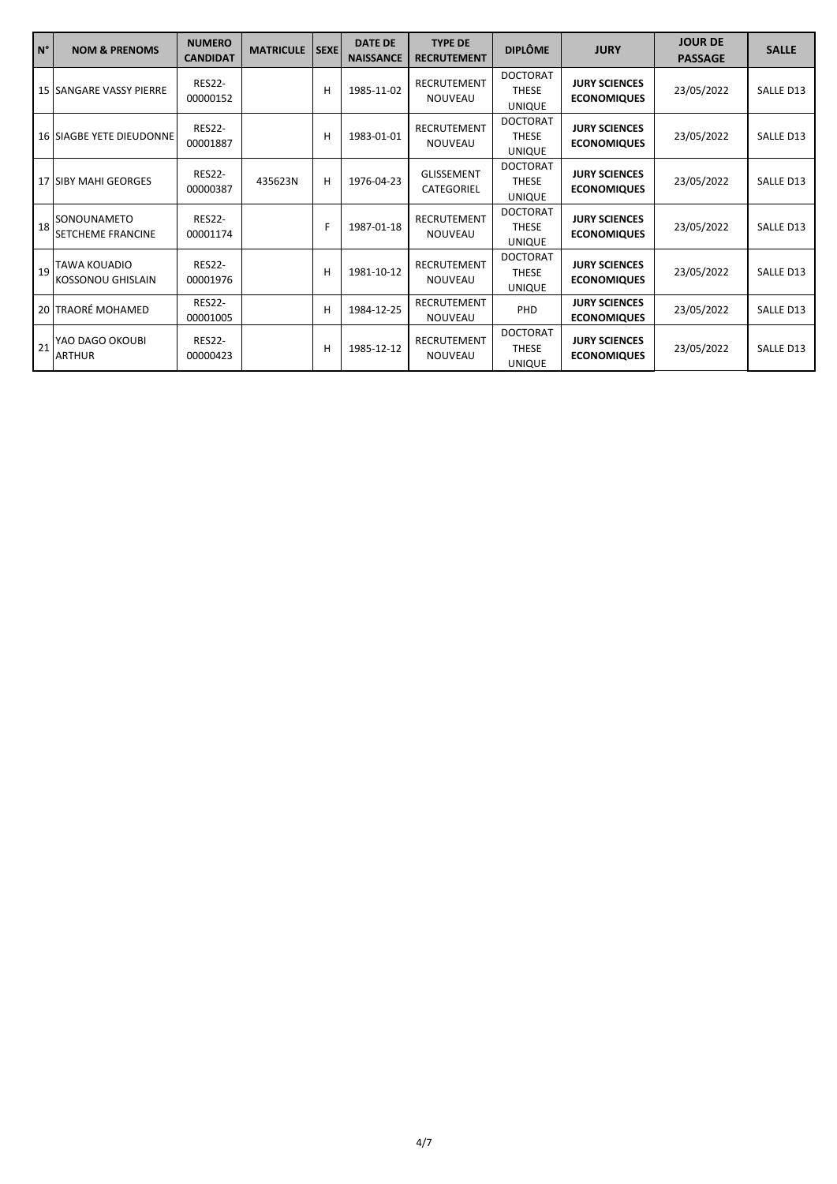| N° | NOM & PRENOMS | NUMERO CANDIDAT | MATRICULE | SEXE | DATE DE NAISSANCE | TYPE DE RECRUTEMENT | DIPLÔME | JURY | JOUR DE PASSAGE | SALLE |
|---|---|---|---|---|---|---|---|---|---|---|
| 15 | SANGARE VASSY PIERRE | RES22-00000152 | | H | 1985-11-02 | RECRUTEMENT NOUVEAU | DOCTORAT THESE UNIQUE | **JURY SCIENCES ECONOMIQUES** | 23/05/2022 | SALLE D13 |
| 16 | SIAGBE YETE DIEUDONNE | RES22-00001887 | | H | 1983-01-01 | RECRUTEMENT NOUVEAU | DOCTORAT THESE UNIQUE | **JURY SCIENCES ECONOMIQUES** | 23/05/2022 | SALLE D13 |
| 17 | SIBY MAHI GEORGES | RES22-00000387 | 435623N | H | 1976-04-23 | GLISSEMENT CATEGORIEL | DOCTORAT THESE UNIQUE | **JURY SCIENCES ECONOMIQUES** | 23/05/2022 | SALLE D13 |
| 18 | SONOUNAMETO SETCHEME FRANCINE | RES22-00001174 | | F | 1987-01-18 | RECRUTEMENT NOUVEAU | DOCTORAT THESE UNIQUE | **JURY SCIENCES ECONOMIQUES** | 23/05/2022 | SALLE D13 |
| 19 | TAWA KOUADIO KOSSONOU GHISLAIN | RES22-00001976 | | H | 1981-10-12 | RECRUTEMENT NOUVEAU | DOCTORAT THESE UNIQUE | **JURY SCIENCES ECONOMIQUES** | 23/05/2022 | SALLE D13 |
| 20 | TRAORÉ MOHAMED | RES22-00001005 | | H | 1984-12-25 | RECRUTEMENT NOUVEAU | PHD | **JURY SCIENCES ECONOMIQUES** | 23/05/2022 | SALLE D13 |
| 21 | YAO DAGO OKOUBI ARTHUR | RES22-00000423 | | H | 1985-12-12 | RECRUTEMENT NOUVEAU | DOCTORAT THESE UNIQUE | **JURY SCIENCES ECONOMIQUES** | 23/05/2022 | SALLE D13 |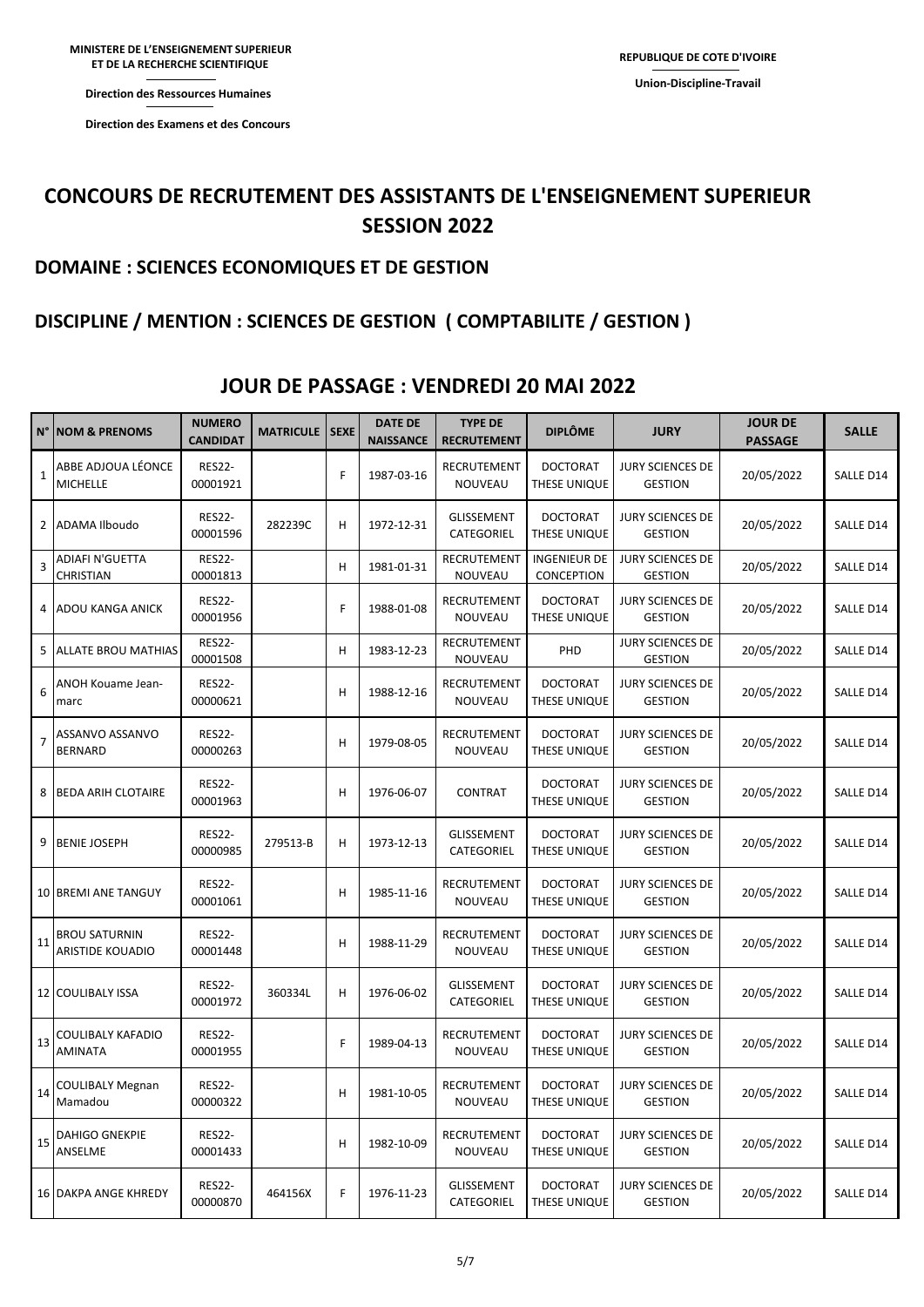MINISTERE DE L'ENSEIGNEMENT SUPERIEUR ET DE LA RECHERCHE SCIENTIFIQUE

Direction des Ressources Humaines

Direction des Examens et des Concours

REPUBLIQUE DE COTE D'IVOIRE

Union-Discipline-Travail

# CONCOURS DE RECRUTEMENT DES ASSISTANTS DE L'ENSEIGNEMENT SUPERIEUR SESSION 2022

## DOMAINE : SCIENCES ECONOMIQUES ET DE GESTION

## DISCIPLINE / MENTION : SCIENCES DE GESTION ( COMPTABILITE / GESTION )

## JOUR DE PASSAGE : VENDREDI 20 MAI 2022

| N° | NOM & PRENOMS | NUMERO CANDIDAT | MATRICULE | SEXE | DATE DE NAISSANCE | TYPE DE RECRUTEMENT | DIPLÔME | JURY | JOUR DE PASSAGE | SALLE |
|---|---|---|---|---|---|---|---|---|---|---|
| 1 | ABBE ADJOUA LÉONCE MICHELLE | RES22-00001921 | | F | 1987-03-16 | RECRUTEMENT NOUVEAU | DOCTORAT THESE UNIQUE | JURY SCIENCES DE GESTION | 20/05/2022 | SALLE D14 |
| 2 | ADAMA Ilboudo | RES22-00001596 | 282239C | H | 1972-12-31 | GLISSEMENT CATEGORIEL | DOCTORAT THESE UNIQUE | JURY SCIENCES DE GESTION | 20/05/2022 | SALLE D14 |
| 3 | ADIAFI N'GUETTA CHRISTIAN | RES22-00001813 | | H | 1981-01-31 | RECRUTEMENT NOUVEAU | INGENIEUR DE CONCEPTION | JURY SCIENCES DE GESTION | 20/05/2022 | SALLE D14 |
| 4 | ADOU KANGA ANICK | RES22-00001956 | | F | 1988-01-08 | RECRUTEMENT NOUVEAU | DOCTORAT THESE UNIQUE | JURY SCIENCES DE GESTION | 20/05/2022 | SALLE D14 |
| 5 | ALLATE BROU MATHIAS | RES22-00001508 | | H | 1983-12-23 | RECRUTEMENT NOUVEAU | PHD | JURY SCIENCES DE GESTION | 20/05/2022 | SALLE D14 |
| 6 | ANOH Kouame Jean-marc | RES22-00000621 | | H | 1988-12-16 | RECRUTEMENT NOUVEAU | DOCTORAT THESE UNIQUE | JURY SCIENCES DE GESTION | 20/05/2022 | SALLE D14 |
| 7 | ASSANVO ASSANVO BERNARD | RES22-00000263 | | H | 1979-08-05 | RECRUTEMENT NOUVEAU | DOCTORAT THESE UNIQUE | JURY SCIENCES DE GESTION | 20/05/2022 | SALLE D14 |
| 8 | BEDA ARIH CLOTAIRE | RES22-00001963 | | H | 1976-06-07 | CONTRAT | DOCTORAT THESE UNIQUE | JURY SCIENCES DE GESTION | 20/05/2022 | SALLE D14 |
| 9 | BENIE JOSEPH | RES22-00000985 | 279513-B | H | 1973-12-13 | GLISSEMENT CATEGORIEL | DOCTORAT THESE UNIQUE | JURY SCIENCES DE GESTION | 20/05/2022 | SALLE D14 |
| 10 | BREMI ANE TANGUY | RES22-00001061 | | H | 1985-11-16 | RECRUTEMENT NOUVEAU | DOCTORAT THESE UNIQUE | JURY SCIENCES DE GESTION | 20/05/2022 | SALLE D14 |
| 11 | BROU SATURNIN ARISTIDE KOUADIO | RES22-00001448 | | H | 1988-11-29 | RECRUTEMENT NOUVEAU | DOCTORAT THESE UNIQUE | JURY SCIENCES DE GESTION | 20/05/2022 | SALLE D14 |
| 12 | COULIBALY ISSA | RES22-00001972 | 360334L | H | 1976-06-02 | GLISSEMENT CATEGORIEL | DOCTORAT THESE UNIQUE | JURY SCIENCES DE GESTION | 20/05/2022 | SALLE D14 |
| 13 | COULIBALY KAFADIO AMINATA | RES22-00001955 | | F | 1989-04-13 | RECRUTEMENT NOUVEAU | DOCTORAT THESE UNIQUE | JURY SCIENCES DE GESTION | 20/05/2022 | SALLE D14 |
| 14 | COULIBALY Megnan Mamadou | RES22-00000322 | | H | 1981-10-05 | RECRUTEMENT NOUVEAU | DOCTORAT THESE UNIQUE | JURY SCIENCES DE GESTION | 20/05/2022 | SALLE D14 |
| 15 | DAHIGO GNEKPIE ANSELME | RES22-00001433 | | H | 1982-10-09 | RECRUTEMENT NOUVEAU | DOCTORAT THESE UNIQUE | JURY SCIENCES DE GESTION | 20/05/2022 | SALLE D14 |
| 16 | DAKPA ANGE KHREDY | RES22-00000870 | 464156X | F | 1976-11-23 | GLISSEMENT CATEGORIEL | DOCTORAT THESE UNIQUE | JURY SCIENCES DE GESTION | 20/05/2022 | SALLE D14 |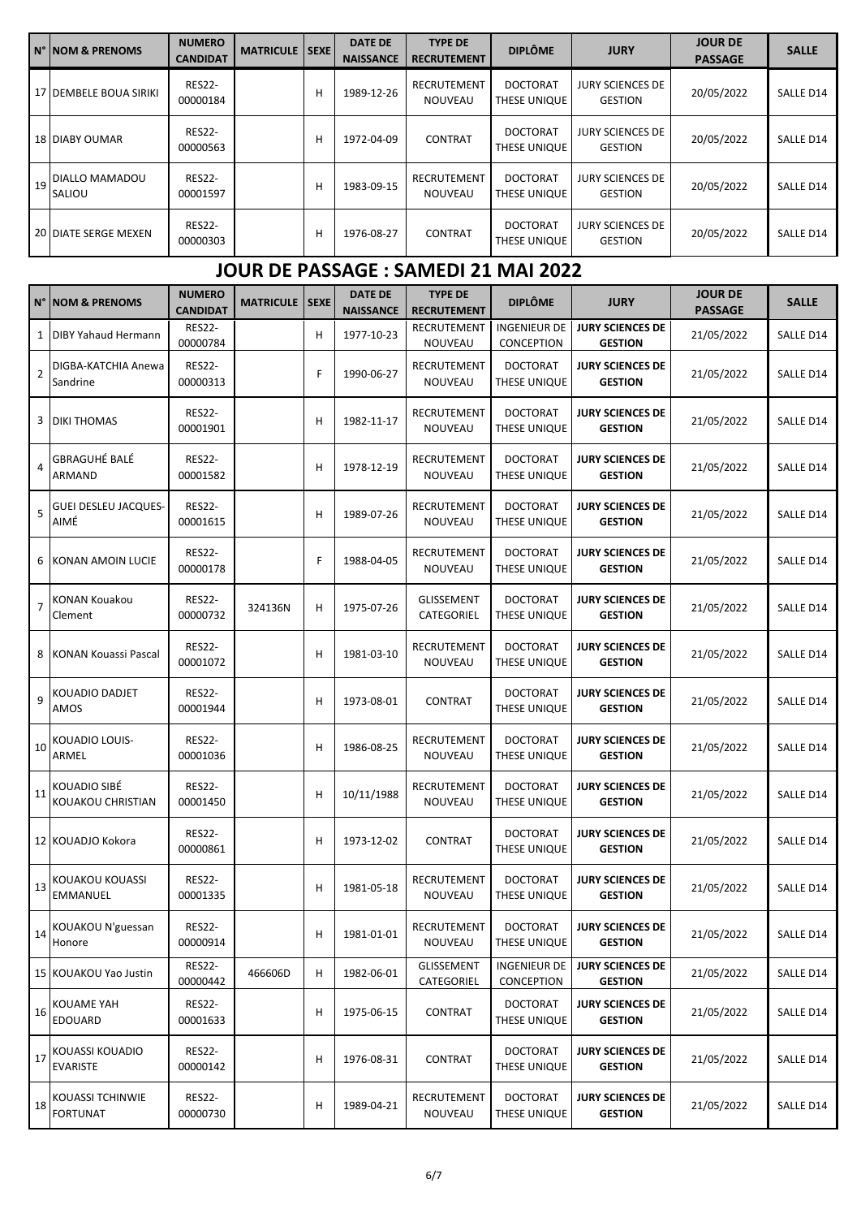| N° | NOM & PRENOMS | NUMERO CANDIDAT | MATRICULE | SEXE | DATE DE NAISSANCE | TYPE DE RECRUTEMENT | DIPLÔME | JURY | JOUR DE PASSAGE | SALLE |
|---|---|---|---|---|---|---|---|---|---|---|
| 17 | DEMBELE BOUA SIRIKI | RES22-00000184 | | H | 1989-12-26 | RECRUTEMENT NOUVEAU | DOCTORAT THESE UNIQUE | JURY SCIENCES DE GESTION | 20/05/2022 | SALLE D14 |
| 18 | DIABY OUMAR | RES22-00000563 | | H | 1972-04-09 | CONTRAT | DOCTORAT THESE UNIQUE | JURY SCIENCES DE GESTION | 20/05/2022 | SALLE D14 |
| 19 | DIALLO MAMADOU SALIOU | RES22-00001597 | | H | 1983-09-15 | RECRUTEMENT NOUVEAU | DOCTORAT THESE UNIQUE | JURY SCIENCES DE GESTION | 20/05/2022 | SALLE D14 |
| 20 | DIATE SERGE MEXEN | RES22-00000303 | | H | 1976-08-27 | CONTRAT | DOCTORAT THESE UNIQUE | JURY SCIENCES DE GESTION | 20/05/2022 | SALLE D14 |

## JOUR DE PASSAGE : SAMEDI 21 MAI 2022

| N° | NOM & PRENOMS | NUMERO CANDIDAT | MATRICULE | SEXE | DATE DE NAISSANCE | TYPE DE RECRUTEMENT | DIPLÔME | JURY | JOUR DE PASSAGE | SALLE |
|---|---|---|---|---|---|---|---|---|---|---|
| 1 | DIBY Yahaud Hermann | RES22-00000784 | | H | 1977-10-23 | RECRUTEMENT NOUVEAU | INGENIEUR DE CONCEPTION | **JURY SCIENCES DE GESTION** | 21/05/2022 | SALLE D14 |
| 2 | DIGBA-KATCHIA Anewa Sandrine | RES22-00000313 | | F | 1990-06-27 | RECRUTEMENT NOUVEAU | DOCTORAT THESE UNIQUE | **JURY SCIENCES DE GESTION** | 21/05/2022 | SALLE D14 |
| 3 | DIKI THOMAS | RES22-00001901 | | H | 1982-11-17 | RECRUTEMENT NOUVEAU | DOCTORAT THESE UNIQUE | **JURY SCIENCES DE GESTION** | 21/05/2022 | SALLE D14 |
| 4 | GBRAGUHÉ BALÉ ARMAND | RES22-00001582 | | H | 1978-12-19 | RECRUTEMENT NOUVEAU | DOCTORAT THESE UNIQUE | **JURY SCIENCES DE GESTION** | 21/05/2022 | SALLE D14 |
| 5 | GUEI DESLEU JACQUES-AIMÉ | RES22-00001615 | | H | 1989-07-26 | RECRUTEMENT NOUVEAU | DOCTORAT THESE UNIQUE | **JURY SCIENCES DE GESTION** | 21/05/2022 | SALLE D14 |
| 6 | KONAN AMOIN LUCIE | RES22-00000178 | | F | 1988-04-05 | RECRUTEMENT NOUVEAU | DOCTORAT THESE UNIQUE | **JURY SCIENCES DE GESTION** | 21/05/2022 | SALLE D14 |
| 7 | KONAN Kouakou Clement | RES22-00000732 | 324136N | H | 1975-07-26 | GLISSEMENT CATEGORIEL | DOCTORAT THESE UNIQUE | **JURY SCIENCES DE GESTION** | 21/05/2022 | SALLE D14 |
| 8 | KONAN Kouassi Pascal | RES22-00001072 | | H | 1981-03-10 | RECRUTEMENT NOUVEAU | DOCTORAT THESE UNIQUE | **JURY SCIENCES DE GESTION** | 21/05/2022 | SALLE D14 |
| 9 | KOUADIO DADJET AMOS | RES22-00001944 | | H | 1973-08-01 | CONTRAT | DOCTORAT THESE UNIQUE | **JURY SCIENCES DE GESTION** | 21/05/2022 | SALLE D14 |
| 10 | KOUADIO LOUIS-ARMEL | RES22-00001036 | | H | 1986-08-25 | RECRUTEMENT NOUVEAU | DOCTORAT THESE UNIQUE | **JURY SCIENCES DE GESTION** | 21/05/2022 | SALLE D14 |
| 11 | KOUADIO SIBÉ KOUAKOU CHRISTIAN | RES22-00001450 | | H | 10/11/1988 | RECRUTEMENT NOUVEAU | DOCTORAT THESE UNIQUE | **JURY SCIENCES DE GESTION** | 21/05/2022 | SALLE D14 |
| 12 | KOUADJO Kokora | RES22-00000861 | | H | 1973-12-02 | CONTRAT | DOCTORAT THESE UNIQUE | **JURY SCIENCES DE GESTION** | 21/05/2022 | SALLE D14 |
| 13 | KOUAKOU KOUASSI EMMANUEL | RES22-00001335 | | H | 1981-05-18 | RECRUTEMENT NOUVEAU | DOCTORAT THESE UNIQUE | **JURY SCIENCES DE GESTION** | 21/05/2022 | SALLE D14 |
| 14 | KOUAKOU N'guessan Honore | RES22-00000914 | | H | 1981-01-01 | RECRUTEMENT NOUVEAU | DOCTORAT THESE UNIQUE | **JURY SCIENCES DE GESTION** | 21/05/2022 | SALLE D14 |
| 15 | KOUAKOU Yao Justin | RES22-00000442 | 466606D | H | 1982-06-01 | GLISSEMENT CATEGORIEL | INGENIEUR DE CONCEPTION | **JURY SCIENCES DE GESTION** | 21/05/2022 | SALLE D14 |
| 16 | KOUAME YAH EDOUARD | RES22-00001633 | | H | 1975-06-15 | CONTRAT | DOCTORAT THESE UNIQUE | **JURY SCIENCES DE GESTION** | 21/05/2022 | SALLE D14 |
| 17 | KOUASSI KOUADIO EVARISTE | RES22-00000142 | | H | 1976-08-31 | CONTRAT | DOCTORAT THESE UNIQUE | **JURY SCIENCES DE GESTION** | 21/05/2022 | SALLE D14 |
| 18 | KOUASSI TCHINWIE FORTUNAT | RES22-00000730 | | H | 1989-04-21 | RECRUTEMENT NOUVEAU | DOCTORAT THESE UNIQUE | **JURY SCIENCES DE GESTION** | 21/05/2022 | SALLE D14 |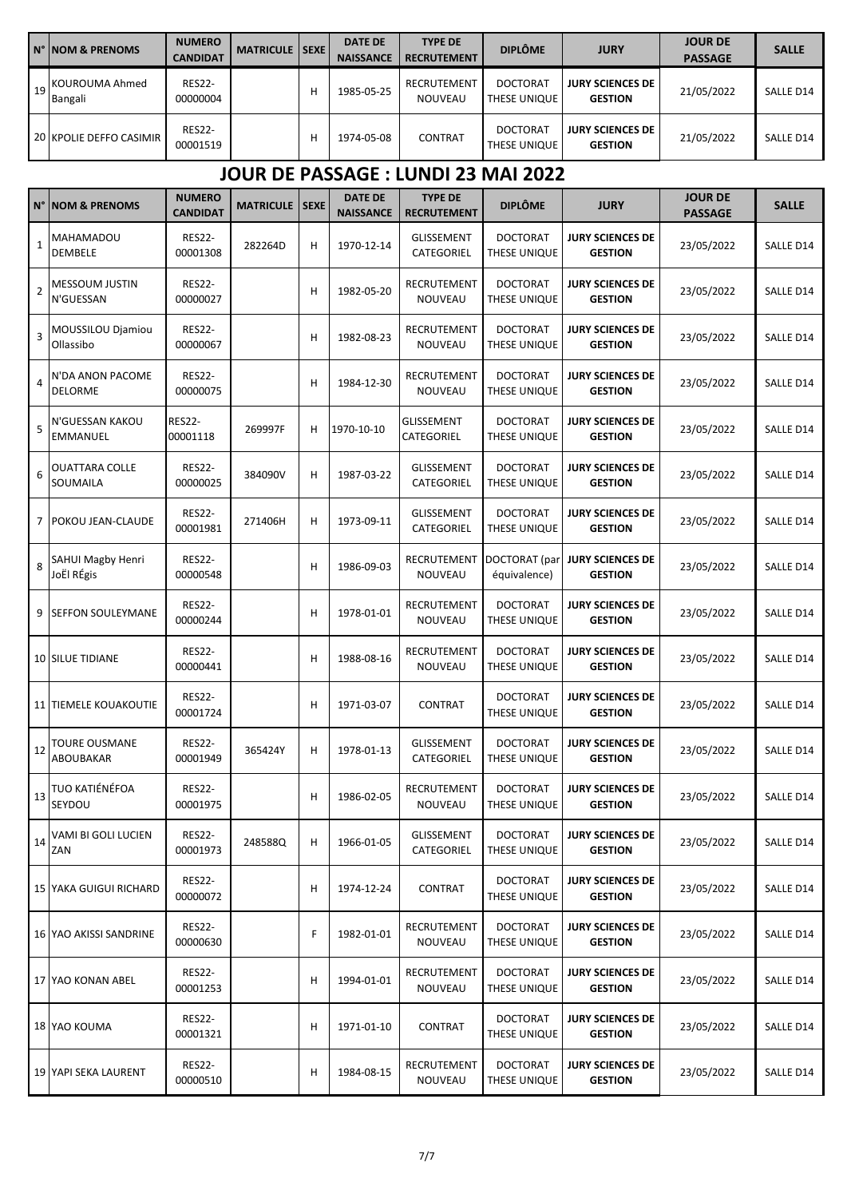| N° | NOM & PRENOMS | NUMERO CANDIDAT | MATRICULE | SEXE | DATE DE NAISSANCE | TYPE DE RECRUTEMENT | DIPLÔME | JURY | JOUR DE PASSAGE | SALLE |
|---|---|---|---|---|---|---|---|---|---|---|
| 19 | KOUROUMA Ahmed Bangali | RES22-00000004 | | H | 1985-05-25 | RECRUTEMENT NOUVEAU | DOCTORAT THESE UNIQUE | **JURY SCIENCES DE GESTION** | 21/05/2022 | SALLE D14 |
| 20 | KPOLIE DEFFO CASIMIR | RES22-00001519 | | H | 1974-05-08 | CONTRAT | DOCTORAT THESE UNIQUE | **JURY SCIENCES DE GESTION** | 21/05/2022 | SALLE D14 |

## JOUR DE PASSAGE : LUNDI 23 MAI 2022

| N° | NOM & PRENOMS | NUMERO CANDIDAT | MATRICULE | SEXE | DATE DE NAISSANCE | TYPE DE RECRUTEMENT | DIPLÔME | JURY | JOUR DE PASSAGE | SALLE |
|---|---|---|---|---|---|---|---|---|---|---|
| 1 | MAHAMADOU DEMBELE | RES22-00001308 | 282264D | H | 1970-12-14 | GLISSEMENT CATEGORIEL | DOCTORAT THESE UNIQUE | **JURY SCIENCES DE GESTION** | 23/05/2022 | SALLE D14 |
| 2 | MESSOUM JUSTIN N'GUESSAN | RES22-00000027 | | H | 1982-05-20 | RECRUTEMENT NOUVEAU | DOCTORAT THESE UNIQUE | **JURY SCIENCES DE GESTION** | 23/05/2022 | SALLE D14 |
| 3 | MOUSSILOU Djamiou Ollassibo | RES22-00000067 | | H | 1982-08-23 | RECRUTEMENT NOUVEAU | DOCTORAT THESE UNIQUE | **JURY SCIENCES DE GESTION** | 23/05/2022 | SALLE D14 |
| 4 | N'DA ANON PACOME DELORME | RES22-00000075 | | H | 1984-12-30 | RECRUTEMENT NOUVEAU | DOCTORAT THESE UNIQUE | **JURY SCIENCES DE GESTION** | 23/05/2022 | SALLE D14 |
| 5 | N'GUESSAN KAKOU EMMANUEL | RES22-00001118 | 269997F | H | 1970-10-10 | GLISSEMENT CATEGORIEL | DOCTORAT THESE UNIQUE | **JURY SCIENCES DE GESTION** | 23/05/2022 | SALLE D14 |
| 6 | OUATTARA COLLE SOUMAILA | RES22-00000025 | 384090V | H | 1987-03-22 | GLISSEMENT CATEGORIEL | DOCTORAT THESE UNIQUE | **JURY SCIENCES DE GESTION** | 23/05/2022 | SALLE D14 |
| 7 | POKOU JEAN-CLAUDE | RES22-00001981 | 271406H | H | 1973-09-11 | GLISSEMENT CATEGORIEL | DOCTORAT THESE UNIQUE | **JURY SCIENCES DE GESTION** | 23/05/2022 | SALLE D14 |
| 8 | SAHUI Magby Henri JoËl RÉgis | RES22-00000548 | | H | 1986-09-03 | RECRUTEMENT NOUVEAU | DOCTORAT (par équivalence) | **JURY SCIENCES DE GESTION** | 23/05/2022 | SALLE D14 |
| 9 | SEFFON SOULEYMANE | RES22-00000244 | | H | 1978-01-01 | RECRUTEMENT NOUVEAU | DOCTORAT THESE UNIQUE | **JURY SCIENCES DE GESTION** | 23/05/2022 | SALLE D14 |
| 10 | SILUE TIDIANE | RES22-00000441 | | H | 1988-08-16 | RECRUTEMENT NOUVEAU | DOCTORAT THESE UNIQUE | **JURY SCIENCES DE GESTION** | 23/05/2022 | SALLE D14 |
| 11 | TIEMELE KOUAKOUTIE | RES22-00001724 | | H | 1971-03-07 | CONTRAT | DOCTORAT THESE UNIQUE | **JURY SCIENCES DE GESTION** | 23/05/2022 | SALLE D14 |
| 12 | TOURE OUSMANE ABOUBAKAR | RES22-00001949 | 365424Y | H | 1978-01-13 | GLISSEMENT CATEGORIEL | DOCTORAT THESE UNIQUE | **JURY SCIENCES DE GESTION** | 23/05/2022 | SALLE D14 |
| 13 | TUO KATIÉNÉFOA SEYDOU | RES22-00001975 | | H | 1986-02-05 | RECRUTEMENT NOUVEAU | DOCTORAT THESE UNIQUE | **JURY SCIENCES DE GESTION** | 23/05/2022 | SALLE D14 |
| 14 | VAMI BI GOLI LUCIEN ZAN | RES22-00001973 | 248588Q | H | 1966-01-05 | GLISSEMENT CATEGORIEL | DOCTORAT THESE UNIQUE | **JURY SCIENCES DE GESTION** | 23/05/2022 | SALLE D14 |
| 15 | YAKA GUIGUI RICHARD | RES22-00000072 | | H | 1974-12-24 | CONTRAT | DOCTORAT THESE UNIQUE | **JURY SCIENCES DE GESTION** | 23/05/2022 | SALLE D14 |
| 16 | YAO AKISSI SANDRINE | RES22-00000630 | | F | 1982-01-01 | RECRUTEMENT NOUVEAU | DOCTORAT THESE UNIQUE | **JURY SCIENCES DE GESTION** | 23/05/2022 | SALLE D14 |
| 17 | YAO KONAN ABEL | RES22-00001253 | | H | 1994-01-01 | RECRUTEMENT NOUVEAU | DOCTORAT THESE UNIQUE | **JURY SCIENCES DE GESTION** | 23/05/2022 | SALLE D14 |
| 18 | YAO KOUMA | RES22-00001321 | | H | 1971-01-10 | CONTRAT | DOCTORAT THESE UNIQUE | **JURY SCIENCES DE GESTION** | 23/05/2022 | SALLE D14 |
| 19 | YAPI SEKA LAURENT | RES22-00000510 | | H | 1984-08-15 | RECRUTEMENT NOUVEAU | DOCTORAT THESE UNIQUE | **JURY SCIENCES DE GESTION** | 23/05/2022 | SALLE D14 |